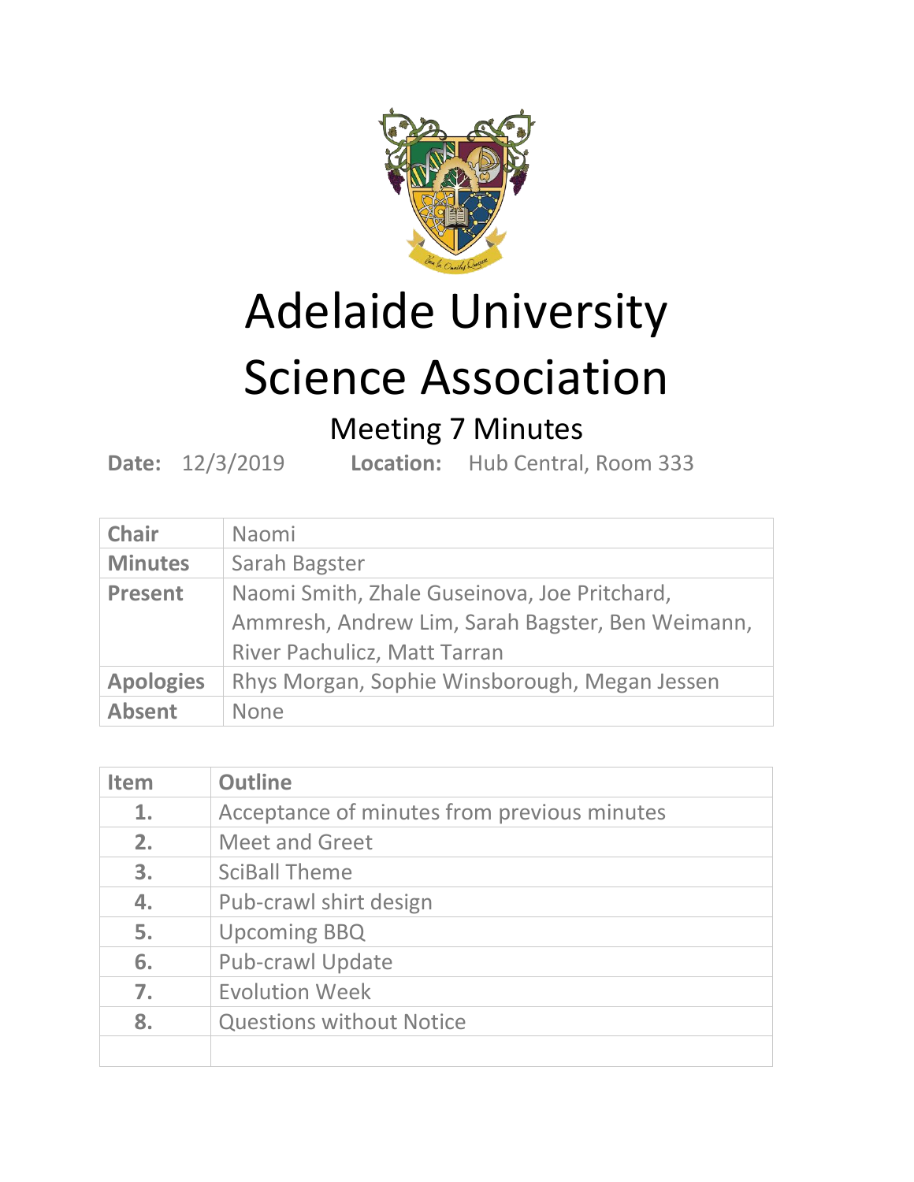# Adelaide University Science Association

## Meeting 7 Minutes

**Date:** 12/3/2019 **Location:** Hub Central, Room 333

| **Chair** | Naomi |
|---|---|
| **Minutes** | Sarah Bagster |
| **Present** | Naomi Smith, Zhale Guseinova, Joe Pritchard, Ammresh, Andrew Lim, Sarah Bagster, Ben Weimann, River Pachulicz, Matt Tarran |
| **Apologies** | Rhys Morgan, Sophie Winsborough, Megan Jessen |
| **Absent** | None |

| Item | Outline |
|---|---|
| **1.** | Acceptance of minutes from previous minutes |
| **2.** | Meet and Greet |
| **3.** | SciBall Theme |
| **4.** | Pub-crawl shirt design |
| **5.** | Upcoming BBQ |
| **6.** | Pub-crawl Update |
| **7.** | Evolution Week |
| **8.** | Questions without Notice |
| | |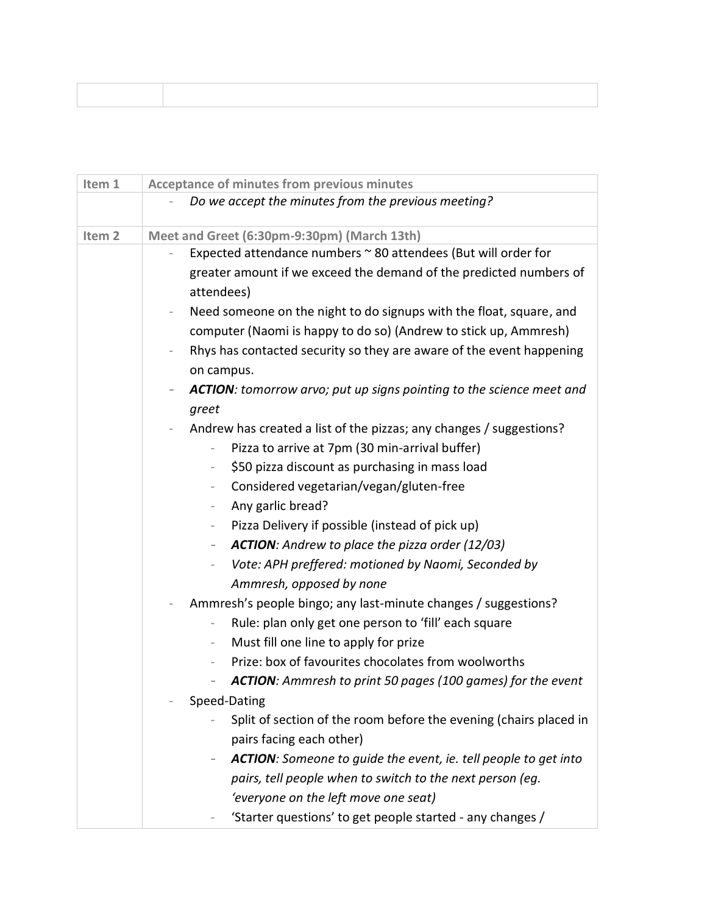| | |
|---|---|
| | |

| Item 1 | Acceptance of minutes from previous minutes |
|---|---|
| | - *Do we accept the minutes from the previous meeting?* |
| **Item 2** | **Meet and Greet (6:30pm-9:30pm) (March 13th)** |
| | - Expected attendance numbers ~ 80 attendees (But will order for greater amount if we exceed the demand of the predicted numbers of attendees)<br>- Need someone on the night to do signups with the float, square, and computer (Naomi is happy to do so) (Andrew to stick up, Ammresh)<br>- Rhys has contacted security so they are aware of the event happening on campus.<br>- ***ACTION**: tomorrow arvo; put up signs pointing to the science meet and greet*<br>- Andrew has created a list of the pizzas; any changes / suggestions?<br>&nbsp;&nbsp;&nbsp;&nbsp;- Pizza to arrive at 7pm (30 min-arrival buffer)<br>&nbsp;&nbsp;&nbsp;&nbsp;- $50 pizza discount as purchasing in mass load<br>&nbsp;&nbsp;&nbsp;&nbsp;- Considered vegetarian/vegan/gluten-free<br>&nbsp;&nbsp;&nbsp;&nbsp;- Any garlic bread?<br>&nbsp;&nbsp;&nbsp;&nbsp;- Pizza Delivery if possible (instead of pick up)<br>&nbsp;&nbsp;&nbsp;&nbsp;- ***ACTION**: Andrew to place the pizza order (12/03)*<br>&nbsp;&nbsp;&nbsp;&nbsp;- *Vote: APH preffered: motioned by Naomi, Seconded by Ammresh, opposed by none*<br>- Ammresh's people bingo; any last-minute changes / suggestions?<br>&nbsp;&nbsp;&nbsp;&nbsp;- Rule: plan only get one person to 'fill' each square<br>&nbsp;&nbsp;&nbsp;&nbsp;- Must fill one line to apply for prize<br>&nbsp;&nbsp;&nbsp;&nbsp;- Prize: box of favourites chocolates from woolworths<br>&nbsp;&nbsp;&nbsp;&nbsp;- ***ACTION**: Ammresh to print 50 pages (100 games) for the event*<br>- Speed-Dating<br>&nbsp;&nbsp;&nbsp;&nbsp;- Split of section of the room before the evening (chairs placed in pairs facing each other)<br>&nbsp;&nbsp;&nbsp;&nbsp;- ***ACTION**: Someone to guide the event, ie. tell people to get into pairs, tell people when to switch to the next person (eg. 'everyone on the left move one seat)*<br>&nbsp;&nbsp;&nbsp;&nbsp;- 'Starter questions' to get people started - any changes / |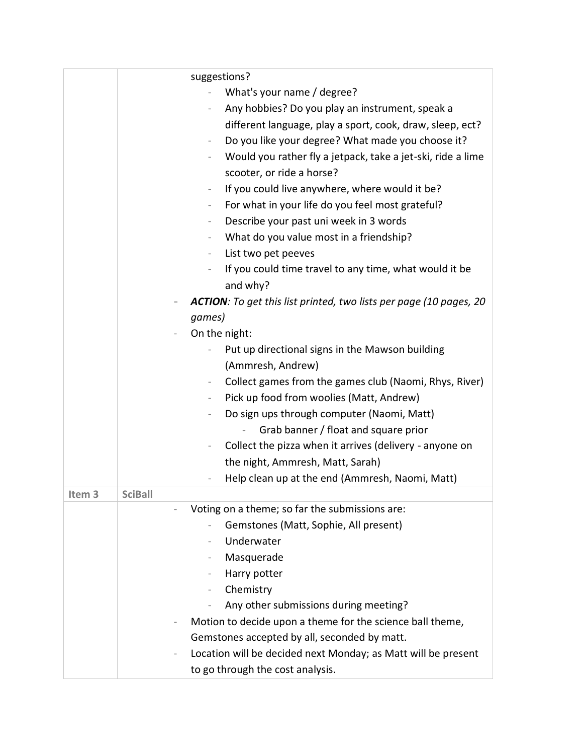| | |
|---|---|
| | suggestions?<br>- What's your name / degree?<br>- Any hobbies? Do you play an instrument, speak a different language, play a sport, cook, draw, sleep, ect?<br>- Do you like your degree? What made you choose it?<br>- Would you rather fly a jetpack, take a jet-ski, ride a lime scooter, or ride a horse?<br>- If you could live anywhere, where would it be?<br>- For what in your life do you feel most grateful?<br>- Describe your past uni week in 3 words<br>- What do you value most in a friendship?<br>- List two pet peeves<br>- If you could time travel to any time, what would it be and why?<br>- ***ACTION****: To get this list printed, two lists per page (10 pages, 20 games)*<br>- On the night:<br>&nbsp;&nbsp;- Put up directional signs in the Mawson building (Ammresh, Andrew)<br>&nbsp;&nbsp;- Collect games from the games club (Naomi, Rhys, River)<br>&nbsp;&nbsp;- Pick up food from woolies (Matt, Andrew)<br>&nbsp;&nbsp;- Do sign ups through computer (Naomi, Matt)<br>&nbsp;&nbsp;&nbsp;&nbsp;- Grab banner / float and square prior<br>&nbsp;&nbsp;- Collect the pizza when it arrives (delivery - anyone on the night, Ammresh, Matt, Sarah)<br>&nbsp;&nbsp;- Help clean up at the end (Ammresh, Naomi, Matt) |
| **Item 3** | **SciBall** |
| | - Voting on a theme; so far the submissions are:<br>&nbsp;&nbsp;- Gemstones (Matt, Sophie, All present)<br>&nbsp;&nbsp;- Underwater<br>&nbsp;&nbsp;- Masquerade<br>&nbsp;&nbsp;- Harry potter<br>&nbsp;&nbsp;- Chemistry<br>&nbsp;&nbsp;- Any other submissions during meeting?<br>- Motion to decide upon a theme for the science ball theme, Gemstones accepted by all, seconded by matt.<br>- Location will be decided next Monday; as Matt will be present to go through the cost analysis. |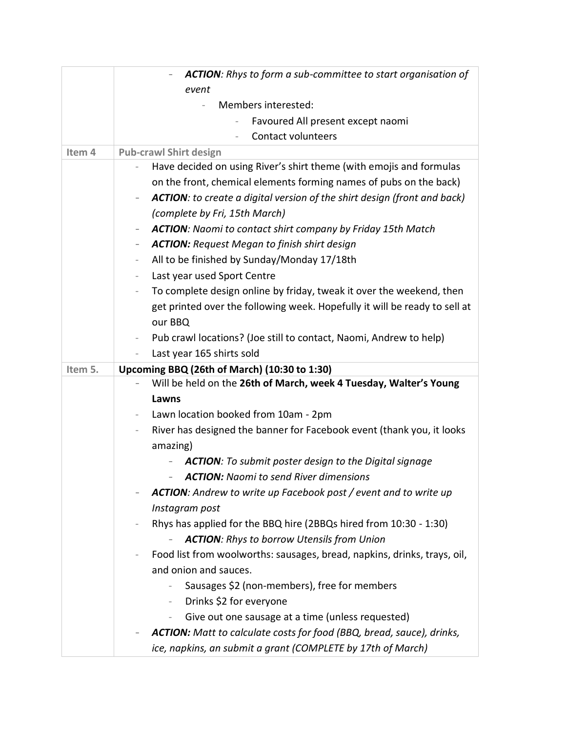| | |
|---|---|
| | - ***ACTION**: Rhys to form a sub-committee to start organisation of event*<br>&nbsp;&nbsp;&nbsp;&nbsp;- Members interested:<br>&nbsp;&nbsp;&nbsp;&nbsp;&nbsp;&nbsp;&nbsp;&nbsp;- Favoured All present except naomi<br>&nbsp;&nbsp;&nbsp;&nbsp;&nbsp;&nbsp;&nbsp;&nbsp;- Contact volunteers |
| **Item 4** | **Pub-crawl Shirt design** |
| | - Have decided on using River's shirt theme (with emojis and formulas on the front, chemical elements forming names of pubs on the back)<br>- ***ACTION**: to create a digital version of the shirt design (front and back) (complete by Fri, 15th March)*<br>- ***ACTION**: Naomi to contact shirt company by Friday 15th Match*<br>- ***ACTION:** Request Megan to finish shirt design*<br>- All to be finished by Sunday/Monday 17/18th<br>- Last year used Sport Centre<br>- To complete design online by friday, tweak it over the weekend, then get printed over the following week. Hopefully it will be ready to sell at our BBQ<br>- Pub crawl locations? (Joe still to contact, Naomi, Andrew to help)<br>- Last year 165 shirts sold |
| **Item 5.** | **Upcoming BBQ (26th of March) (10:30 to 1:30)** |
| | - Will be held on the **26th of March, week 4 Tuesday, Walter's Young Lawns**<br>- Lawn location booked from 10am - 2pm<br>- River has designed the banner for Facebook event (thank you, it looks amazing)<br>&nbsp;&nbsp;&nbsp;&nbsp;- ***ACTION**: To submit poster design to the Digital signage*<br>&nbsp;&nbsp;&nbsp;&nbsp;- ***ACTION:** Naomi to send River dimensions*<br>- ***ACTION**: Andrew to write up Facebook post / event and to write up Instagram post*<br>- Rhys has applied for the BBQ hire (2BBQs hired from 10:30 - 1:30)<br>&nbsp;&nbsp;&nbsp;&nbsp;- ***ACTION**: Rhys to borrow Utensils from Union*<br>- Food list from woolworths: sausages, bread, napkins, drinks, trays, oil, and onion and sauces.<br>&nbsp;&nbsp;&nbsp;&nbsp;- Sausages $2 (non-members), free for members<br>&nbsp;&nbsp;&nbsp;&nbsp;- Drinks $2 for everyone<br>&nbsp;&nbsp;&nbsp;&nbsp;- Give out one sausage at a time (unless requested)<br>- ***ACTION:** Matt to calculate costs for food (BBQ, bread, sauce), drinks, ice, napkins, an submit a grant (COMPLETE by 17th of March)* |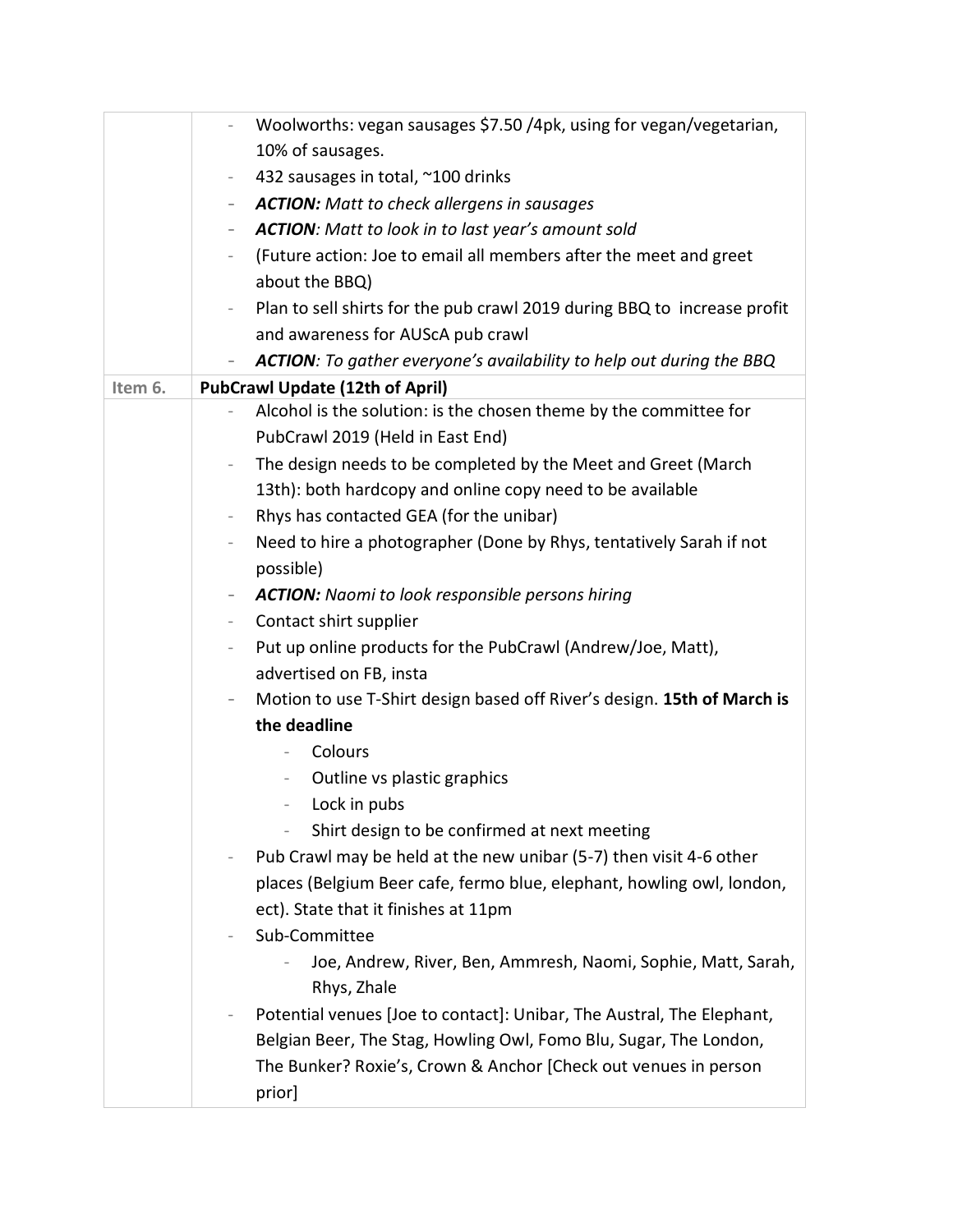| | |
|---|---|
| | - Woolworths: vegan sausages \$7.50 /4pk, using for vegan/vegetarian, 10% of sausages.<br>- 432 sausages in total, ~100 drinks<br>- ***ACTION:*** *Matt to check allergens in sausages*<br>- ***ACTION****: Matt to look in to last year's amount sold*<br>- (Future action: Joe to email all members after the meet and greet about the BBQ)<br>- Plan to sell shirts for the pub crawl 2019 during BBQ to increase profit and awareness for AUScA pub crawl<br>- ***ACTION****: To gather everyone's availability to help out during the BBQ* |
| Item 6. | **PubCrawl Update (12th of April)** |
| | - Alcohol is the solution: is the chosen theme by the committee for PubCrawl 2019 (Held in East End)<br>- The design needs to be completed by the Meet and Greet (March 13th): both hardcopy and online copy need to be available<br>- Rhys has contacted GEA (for the unibar)<br>- Need to hire a photographer (Done by Rhys, tentatively Sarah if not possible)<br>- ***ACTION:*** *Naomi to look responsible persons hiring*<br>- Contact shirt supplier<br>- Put up online products for the PubCrawl (Andrew/Joe, Matt), advertised on FB, insta<br>- Motion to use T-Shirt design based off River's design. **15th of March is the deadline**<br>&nbsp;&nbsp;&nbsp;&nbsp;- Colours<br>&nbsp;&nbsp;&nbsp;&nbsp;- Outline vs plastic graphics<br>&nbsp;&nbsp;&nbsp;&nbsp;- Lock in pubs<br>&nbsp;&nbsp;&nbsp;&nbsp;- Shirt design to be confirmed at next meeting<br>- Pub Crawl may be held at the new unibar (5-7) then visit 4-6 other places (Belgium Beer cafe, fermo blue, elephant, howling owl, london, ect). State that it finishes at 11pm<br>- Sub-Committee<br>&nbsp;&nbsp;&nbsp;&nbsp;- Joe, Andrew, River, Ben, Ammresh, Naomi, Sophie, Matt, Sarah, Rhys, Zhale<br>- Potential venues [Joe to contact]: Unibar, The Austral, The Elephant, Belgian Beer, The Stag, Howling Owl, Fomo Blu, Sugar, The London, The Bunker? Roxie's, Crown & Anchor [Check out venues in person prior] |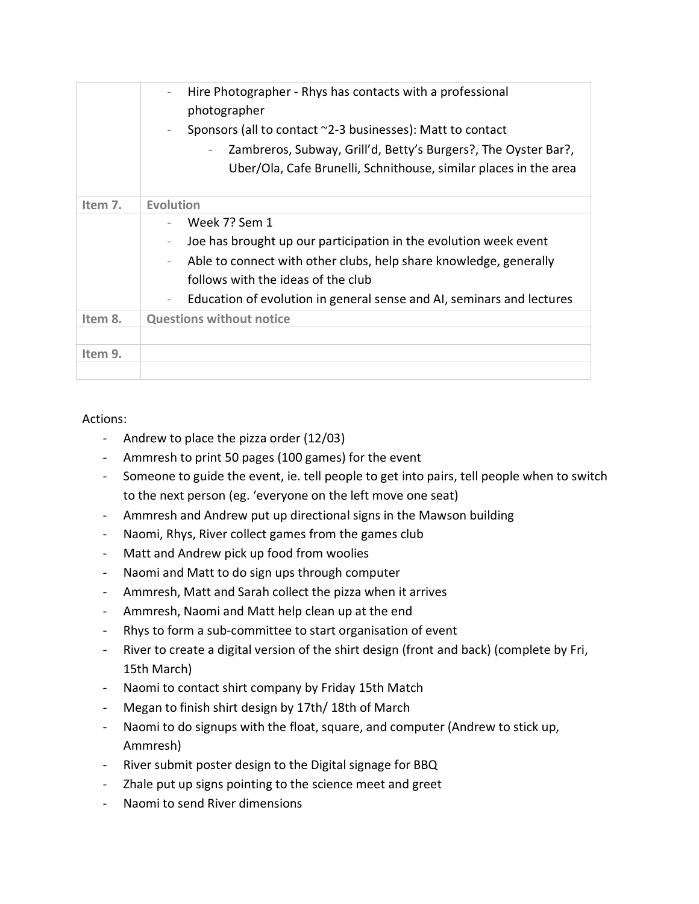| | |
|---|---|
| | - Hire Photographer - Rhys has contacts with a professional photographer<br>- Sponsors (all to contact ~2-3 businesses): Matt to contact<br>&nbsp;&nbsp;&nbsp;&nbsp;- Zambreros, Subway, Grill'd, Betty's Burgers?, The Oyster Bar?, Uber/Ola, Cafe Brunelli, Schnithouse, similar places in the area |
| **Item 7.** | **Evolution** |
| | - Week 7? Sem 1<br>- Joe has brought up our participation in the evolution week event<br>- Able to connect with other clubs, help share knowledge, generally follows with the ideas of the club<br>- Education of evolution in general sense and AI, seminars and lectures |
| **Item 8.** | **Questions without notice** |
| | |
| **Item 9.** | |
| | |

Actions:

- Andrew to place the pizza order (12/03)
- Ammresh to print 50 pages (100 games) for the event
- Someone to guide the event, ie. tell people to get into pairs, tell people when to switch to the next person (eg. 'everyone on the left move one seat)
- Ammresh and Andrew put up directional signs in the Mawson building
- Naomi, Rhys, River collect games from the games club
- Matt and Andrew pick up food from woolies
- Naomi and Matt to do sign ups through computer
- Ammresh, Matt and Sarah collect the pizza when it arrives
- Ammresh, Naomi and Matt help clean up at the end
- Rhys to form a sub-committee to start organisation of event
- River to create a digital version of the shirt design (front and back) (complete by Fri, 15th March)
- Naomi to contact shirt company by Friday 15th Match
- Megan to finish shirt design by 17th/ 18th of March
- Naomi to do signups with the float, square, and computer (Andrew to stick up, Ammresh)
- River submit poster design to the Digital signage for BBQ
- Zhale put up signs pointing to the science meet and greet
- Naomi to send River dimensions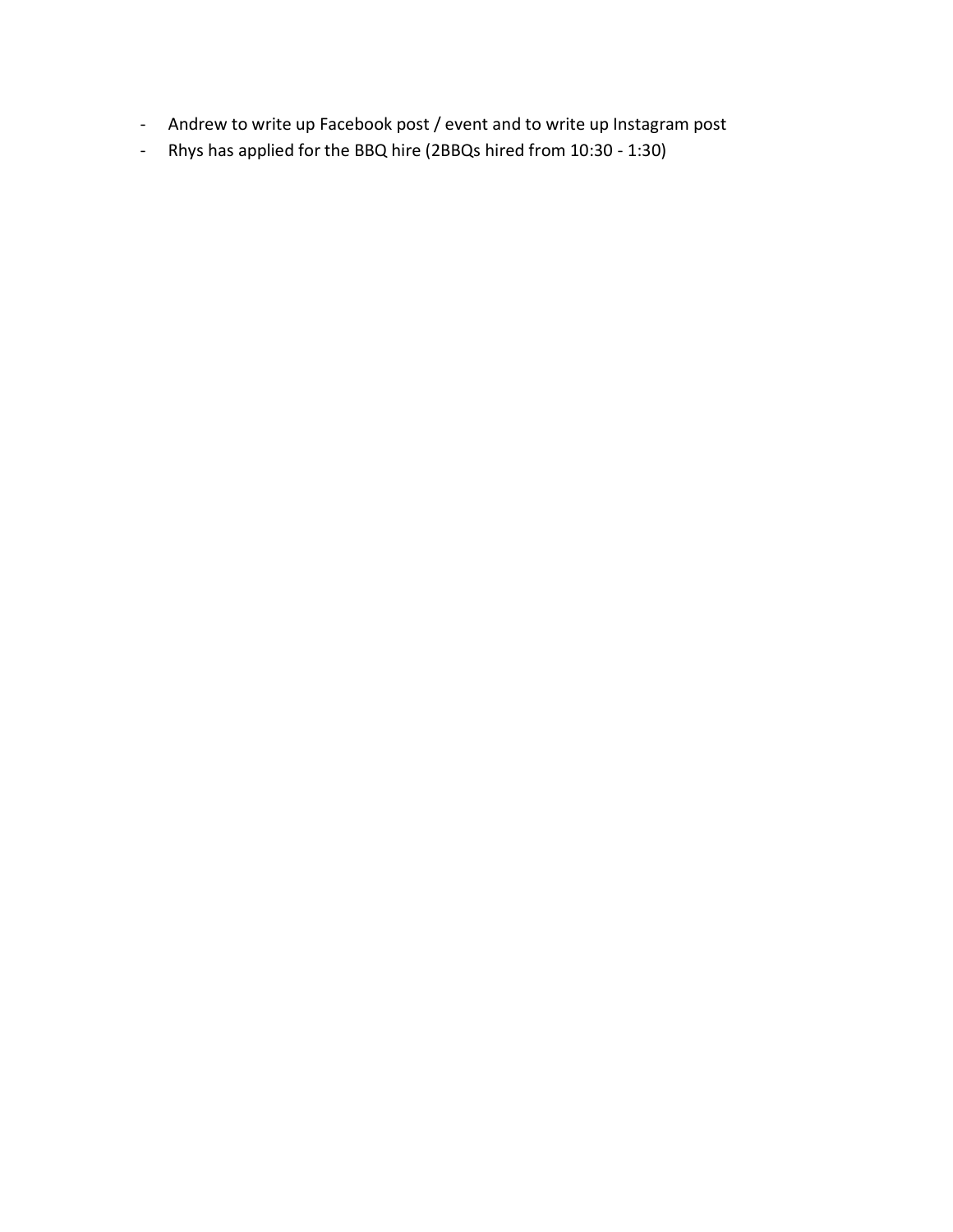- Andrew to write up Facebook post / event and to write up Instagram post
- Rhys has applied for the BBQ hire (2BBQs hired from 10:30 - 1:30)